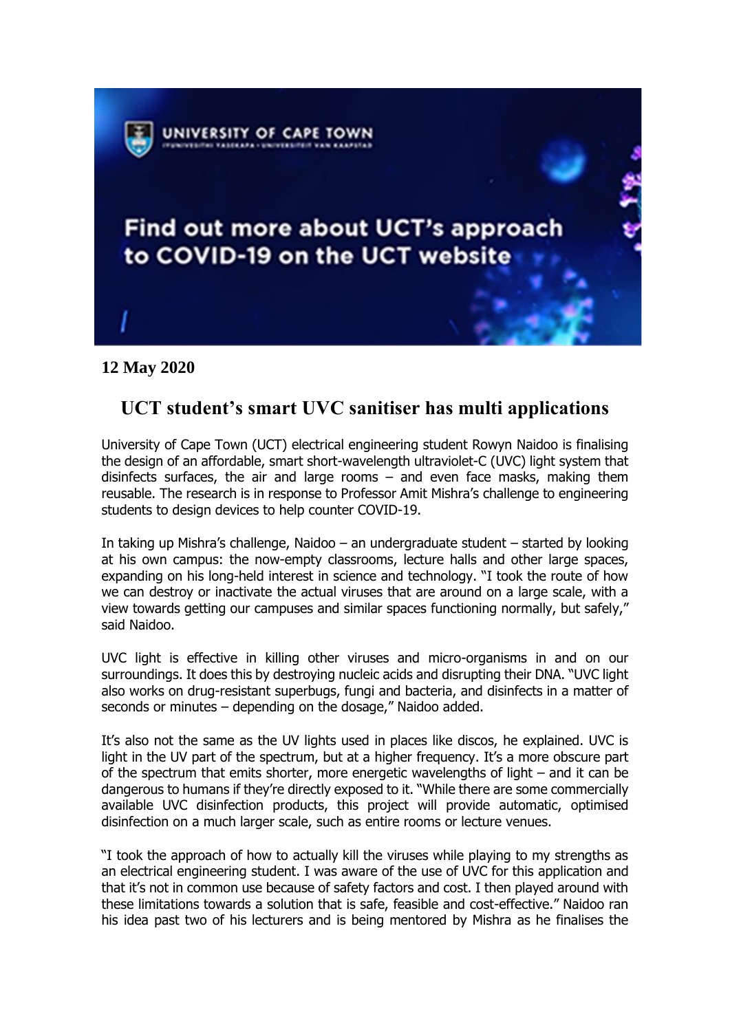Find out more about UCT's approach to COVID-19 on the UCT website

**12 May 2020**

# UCT student's smart UVC sanitiser has multi applications

University of Cape Town (UCT) electrical engineering student Rowyn Naidoo is finalising the design of an affordable, smart short-wavelength ultraviolet-C (UVC) light system that disinfects surfaces, the air and large rooms – and even face masks, making them reusable. The research is in response to Professor Amit Mishra's challenge to engineering students to design devices to help counter COVID-19.

In taking up Mishra's challenge, Naidoo – an undergraduate student – started by looking at his own campus: the now-empty classrooms, lecture halls and other large spaces, expanding on his long-held interest in science and technology. "I took the route of how we can destroy or inactivate the actual viruses that are around on a large scale, with a view towards getting our campuses and similar spaces functioning normally, but safely," said Naidoo.

UVC light is effective in killing other viruses and micro-organisms in and on our surroundings. It does this by destroying nucleic acids and disrupting their DNA. "UVC light also works on drug-resistant superbugs, fungi and bacteria, and disinfects in a matter of seconds or minutes – depending on the dosage," Naidoo added.

It's also not the same as the UV lights used in places like discos, he explained. UVC is light in the UV part of the spectrum, but at a higher frequency. It's a more obscure part of the spectrum that emits shorter, more energetic wavelengths of light – and it can be dangerous to humans if they're directly exposed to it. "While there are some commercially available UVC disinfection products, this project will provide automatic, optimised disinfection on a much larger scale, such as entire rooms or lecture venues.

"I took the approach of how to actually kill the viruses while playing to my strengths as an electrical engineering student. I was aware of the use of UVC for this application and that it's not in common use because of safety factors and cost. I then played around with these limitations towards a solution that is safe, feasible and cost-effective." Naidoo ran his idea past two of his lecturers and is being mentored by Mishra as he finalises the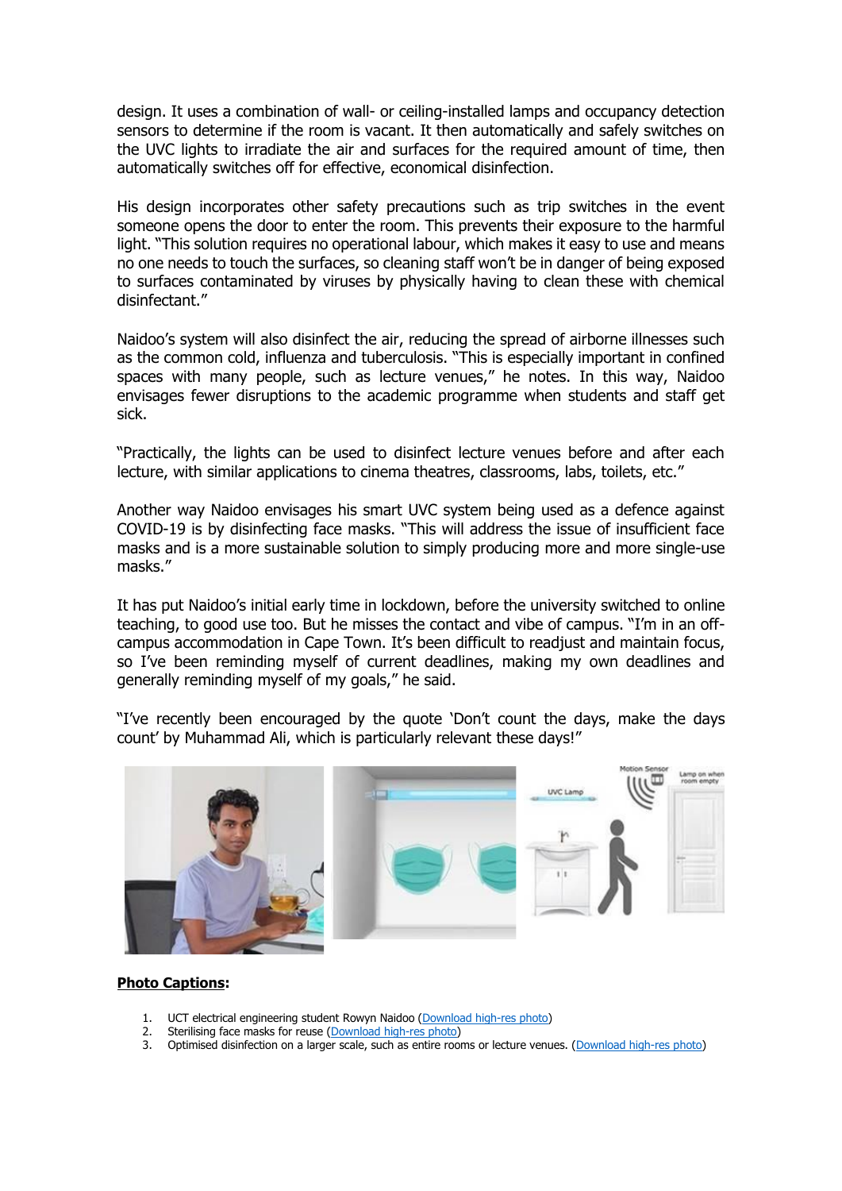design. It uses a combination of wall- or ceiling-installed lamps and occupancy detection sensors to determine if the room is vacant. It then automatically and safely switches on the UVC lights to irradiate the air and surfaces for the required amount of time, then automatically switches off for effective, economical disinfection.

His design incorporates other safety precautions such as trip switches in the event someone opens the door to enter the room. This prevents their exposure to the harmful light. "This solution requires no operational labour, which makes it easy to use and means no one needs to touch the surfaces, so cleaning staff won't be in danger of being exposed to surfaces contaminated by viruses by physically having to clean these with chemical disinfectant."

Naidoo's system will also disinfect the air, reducing the spread of airborne illnesses such as the common cold, influenza and tuberculosis. "This is especially important in confined spaces with many people, such as lecture venues," he notes. In this way, Naidoo envisages fewer disruptions to the academic programme when students and staff get sick.

"Practically, the lights can be used to disinfect lecture venues before and after each lecture, with similar applications to cinema theatres, classrooms, labs, toilets, etc."

Another way Naidoo envisages his smart UVC system being used as a defence against COVID-19 is by disinfecting face masks. "This will address the issue of insufficient face masks and is a more sustainable solution to simply producing more and more single-use masks."

It has put Naidoo's initial early time in lockdown, before the university switched to online teaching, to good use too. But he misses the contact and vibe of campus. "I'm in an off-campus accommodation in Cape Town. It's been difficult to readjust and maintain focus, so I've been reminding myself of current deadlines, making my own deadlines and generally reminding myself of my goals," he said.

"I've recently been encouraged by the quote 'Don't count the days, make the days count' by Muhammad Ali, which is particularly relevant these days!"

**Photo Captions:**

1. UCT electrical engineering student Rowyn Naidoo (Download high-res photo)
2. Sterilising face masks for reuse (Download high-res photo)
3. Optimised disinfection on a larger scale, such as entire rooms or lecture venues. (Download high-res photo)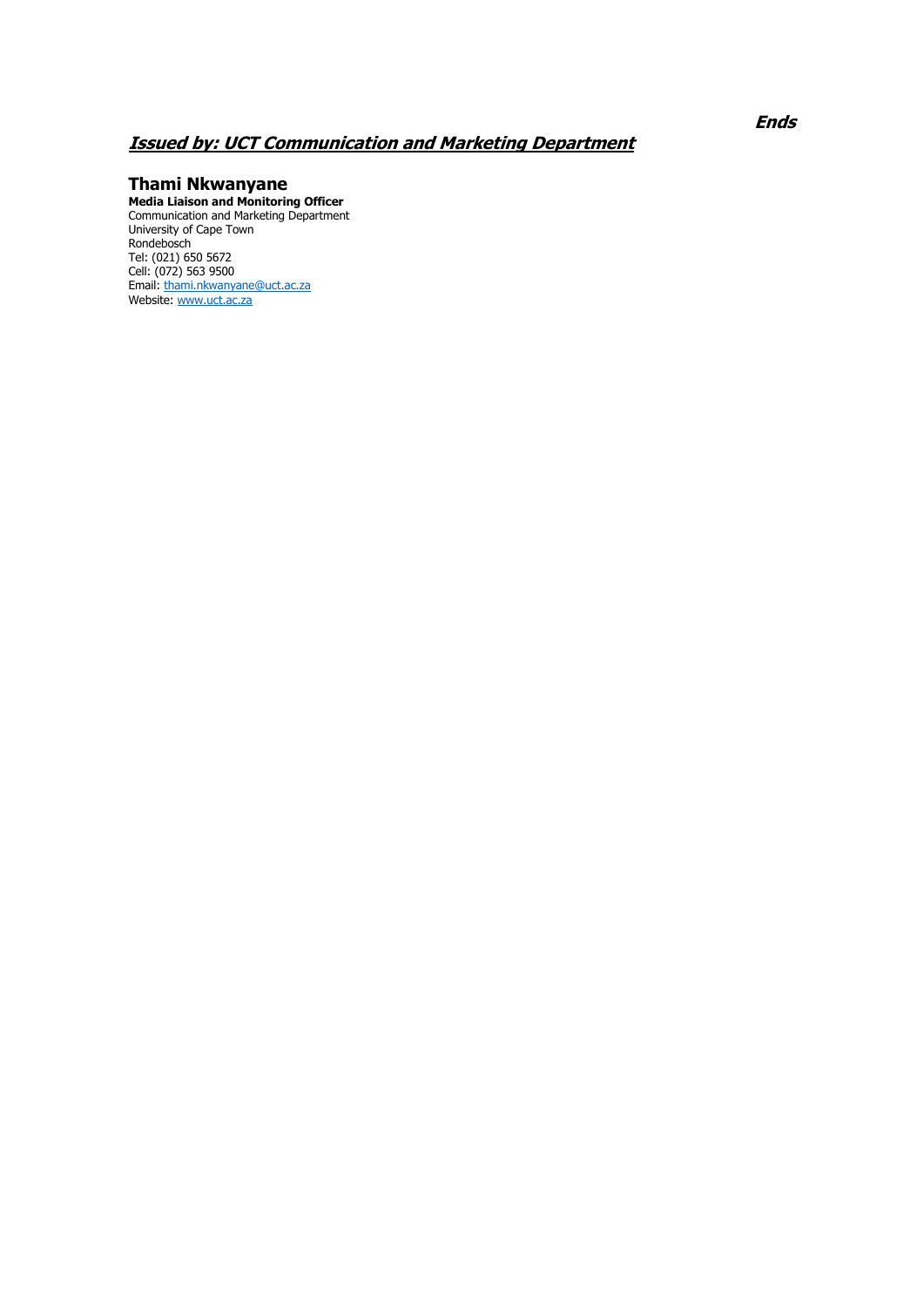***Ends***

***Issued by: UCT Communication and Marketing Department***

**Thami Nkwanyane**
**Media Liaison and Monitoring Officer**
Communication and Marketing Department
University of Cape Town
Rondebosch
Tel: (021) 650 5672
Cell: (072) 563 9500
Email: thami.nkwanyane@uct.ac.za
Website: www.uct.ac.za